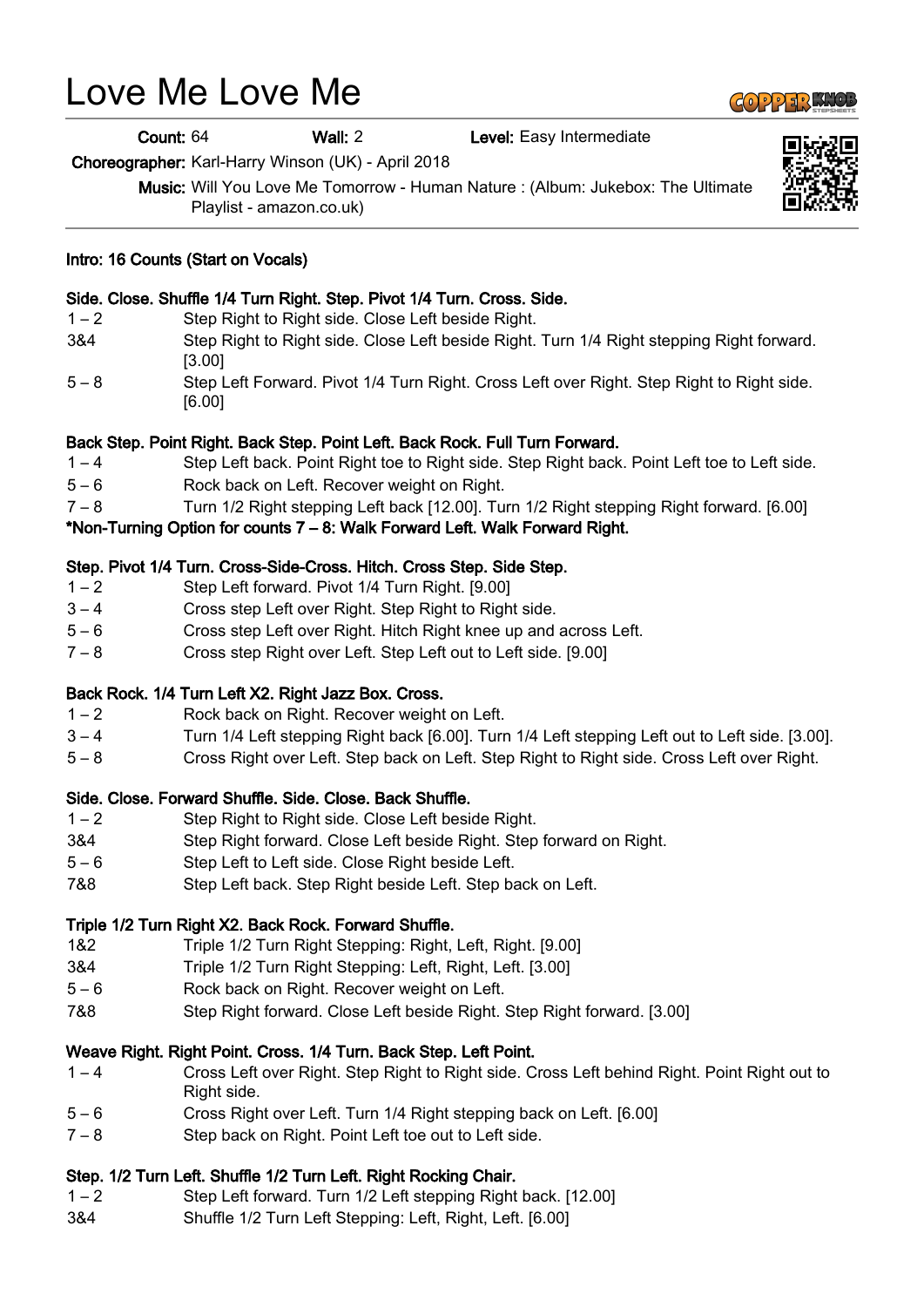# Love Me Love Me

**Count:** 64 **Wall:** 2 **Level:** Easy Intermediate

**Choreographer:** Karl-Harry Winson (UK) - April 2018

**Music:** Will You Love Me Tomorrow - Human Nature : (Album: Jukebox: The Ultimate Playlist - amazon.co.uk)

**Intro: 16 Counts (Start on Vocals)**

**Side. Close. Shuffle 1/4 Turn Right. Step. Pivot 1/4 Turn. Cross. Side.**

| | |
|---|---|
| 1 – 2 | Step Right to Right side. Close Left beside Right. |
| 3&4 | Step Right to Right side. Close Left beside Right. Turn 1/4 Right stepping Right forward. [3.00] |
| 5 – 8 | Step Left Forward. Pivot 1/4 Turn Right. Cross Left over Right. Step Right to Right side. [6.00] |

**Back Step. Point Right. Back Step. Point Left. Back Rock. Full Turn Forward.**

| | |
|---|---|
| 1 – 4 | Step Left back. Point Right toe to Right side. Step Right back. Point Left toe to Left side. |
| 5 – 6 | Rock back on Left. Recover weight on Right. |
| 7 – 8 | Turn 1/2 Right stepping Left back [12.00]. Turn 1/2 Right stepping Right forward. [6.00] |

***Non-Turning Option for counts 7 – 8: Walk Forward Left. Walk Forward Right.**

**Step. Pivot 1/4 Turn. Cross-Side-Cross. Hitch. Cross Step. Side Step.**

| | |
|---|---|
| 1 – 2 | Step Left forward. Pivot 1/4 Turn Right. [9.00] |
| 3 – 4 | Cross step Left over Right. Step Right to Right side. |
| 5 – 6 | Cross step Left over Right. Hitch Right knee up and across Left. |
| 7 – 8 | Cross step Right over Left. Step Left out to Left side. [9.00] |

**Back Rock. 1/4 Turn Left X2. Right Jazz Box. Cross.**

| | |
|---|---|
| 1 – 2 | Rock back on Right. Recover weight on Left. |
| 3 – 4 | Turn 1/4 Left stepping Right back [6.00]. Turn 1/4 Left stepping Left out to Left side. [3.00]. |
| 5 – 8 | Cross Right over Left. Step back on Left. Step Right to Right side. Cross Left over Right. |

**Side. Close. Forward Shuffle. Side. Close. Back Shuffle.**

| | |
|---|---|
| 1 – 2 | Step Right to Right side. Close Left beside Right. |
| 3&4 | Step Right forward. Close Left beside Right. Step forward on Right. |
| 5 – 6 | Step Left to Left side. Close Right beside Left. |
| 7&8 | Step Left back. Step Right beside Left. Step back on Left. |

**Triple 1/2 Turn Right X2. Back Rock. Forward Shuffle.**

| | |
|---|---|
| 1&2 | Triple 1/2 Turn Right Stepping: Right, Left, Right. [9.00] |
| 3&4 | Triple 1/2 Turn Right Stepping: Left, Right, Left. [3.00] |
| 5 – 6 | Rock back on Right. Recover weight on Left. |
| 7&8 | Step Right forward. Close Left beside Right. Step Right forward. [3.00] |

**Weave Right. Right Point. Cross. 1/4 Turn. Back Step. Left Point.**

| | |
|---|---|
| 1 – 4 | Cross Left over Right. Step Right to Right side. Cross Left behind Right. Point Right out to Right side. |
| 5 – 6 | Cross Right over Left. Turn 1/4 Right stepping back on Left. [6.00] |
| 7 – 8 | Step back on Right. Point Left toe out to Left side. |

**Step. 1/2 Turn Left. Shuffle 1/2 Turn Left. Right Rocking Chair.**

| | |
|---|---|
| 1 – 2 | Step Left forward. Turn 1/2 Left stepping Right back. [12.00] |
| 3&4 | Shuffle 1/2 Turn Left Stepping: Left, Right, Left. [6.00] |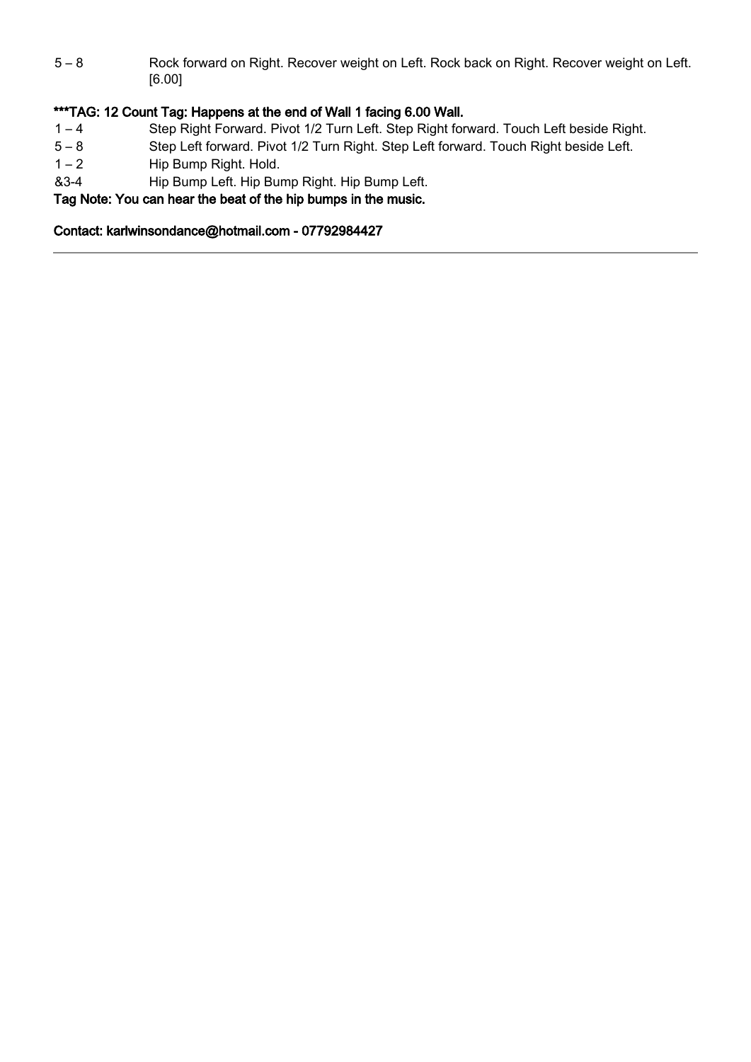| | |
|---|---|
| 5 – 8 | Rock forward on Right. Recover weight on Left. Rock back on Right. Recover weight on Left. [6.00] |

**\*\*\*TAG: 12 Count Tag: Happens at the end of Wall 1 facing 6.00 Wall.**

| | |
|---|---|
| 1 – 4 | Step Right Forward. Pivot 1/2 Turn Left. Step Right forward. Touch Left beside Right. |
| 5 – 8 | Step Left forward. Pivot 1/2 Turn Right. Step Left forward. Touch Right beside Left. |
| 1 – 2 | Hip Bump Right. Hold. |
| &3-4 | Hip Bump Left. Hip Bump Right. Hip Bump Left. |

**Tag Note: You can hear the beat of the hip bumps in the music.**

**Contact: karlwinsondance@hotmail.com - 07792984427**

---